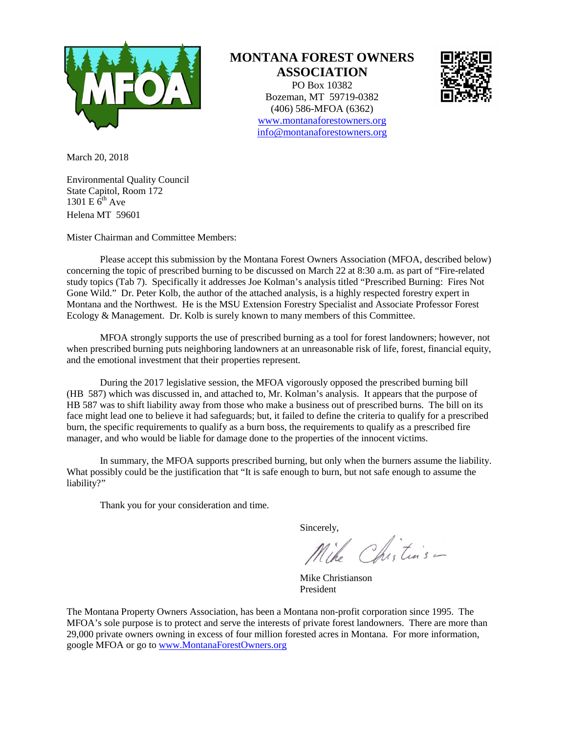# MONTANA FOREST OWNERS ASSOCIATION

PO Box 10382
Bozeman, MT 59719-0382
(406) 586-MFOA (6362)
www.montanaforestowners.org
info@montanaforestowners.org

March 20, 2018

Environmental Quality Council
State Capitol, Room 172
1301 E 6th Ave
Helena MT 59601

Mister Chairman and Committee Members:

Please accept this submission by the Montana Forest Owners Association (MFOA, described below) concerning the topic of prescribed burning to be discussed on March 22 at 8:30 a.m. as part of "Fire-related study topics (Tab 7). Specifically it addresses Joe Kolman's analysis titled "Prescribed Burning: Fires Not Gone Wild." Dr. Peter Kolb, the author of the attached analysis, is a highly respected forestry expert in Montana and the Northwest. He is the MSU Extension Forestry Specialist and Associate Professor Forest Ecology & Management. Dr. Kolb is surely known to many members of this Committee.

MFOA strongly supports the use of prescribed burning as a tool for forest landowners; however, not when prescribed burning puts neighboring landowners at an unreasonable risk of life, forest, financial equity, and the emotional investment that their properties represent.

During the 2017 legislative session, the MFOA vigorously opposed the prescribed burning bill (HB 587) which was discussed in, and attached to, Mr. Kolman's analysis. It appears that the purpose of HB 587 was to shift liability away from those who make a business out of prescribed burns. The bill on its face might lead one to believe it had safeguards; but, it failed to define the criteria to qualify for a prescribed burn, the specific requirements to qualify as a burn boss, the requirements to qualify as a prescribed fire manager, and who would be liable for damage done to the properties of the innocent victims.

In summary, the MFOA supports prescribed burning, but only when the burners assume the liability. What possibly could be the justification that "It is safe enough to burn, but not safe enough to assume the liability?"

Thank you for your consideration and time.

Sincerely,

Mike Christianson
President

The Montana Property Owners Association, has been a Montana non-profit corporation since 1995. The MFOA's sole purpose is to protect and serve the interests of private forest landowners. There are more than 29,000 private owners owning in excess of four million forested acres in Montana. For more information, google MFOA or go to www.MontanaForestOwners.org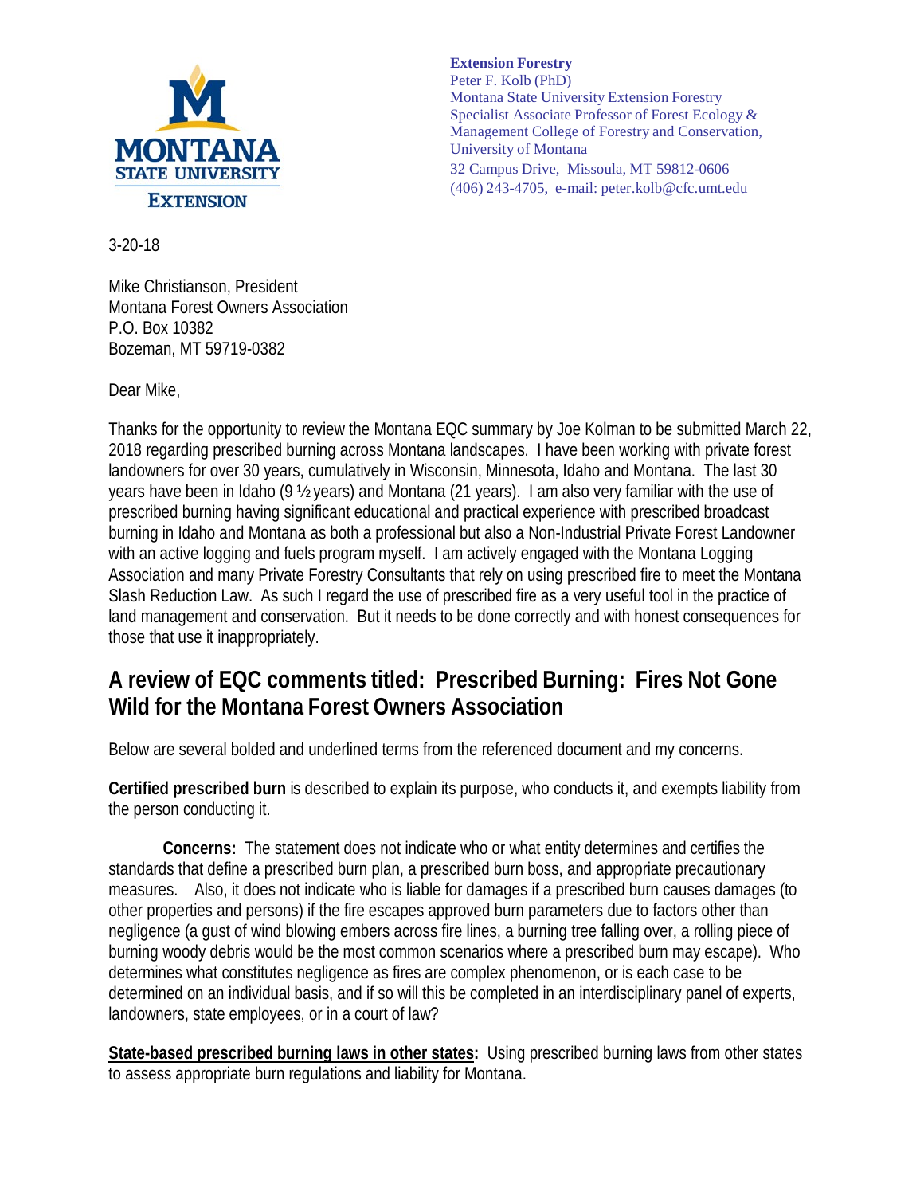**MONTANA STATE UNIVERSITY EXTENSION**

**Extension Forestry**
Peter F. Kolb (PhD)
Montana State University Extension Forestry
Specialist Associate Professor of Forest Ecology &
Management College of Forestry and Conservation,
University of Montana
32 Campus Drive, Missoula, MT 59812-0606
(406) 243-4705, e-mail: peter.kolb@cfc.umt.edu

3-20-18

Mike Christianson, President
Montana Forest Owners Association
P.O. Box 10382
Bozeman, MT 59719-0382

Dear Mike,

Thanks for the opportunity to review the Montana EQC summary by Joe Kolman to be submitted March 22, 2018 regarding prescribed burning across Montana landscapes. I have been working with private forest landowners for over 30 years, cumulatively in Wisconsin, Minnesota, Idaho and Montana. The last 30 years have been in Idaho (9 ½ years) and Montana (21 years). I am also very familiar with the use of prescribed burning having significant educational and practical experience with prescribed broadcast burning in Idaho and Montana as both a professional but also a Non-Industrial Private Forest Landowner with an active logging and fuels program myself. I am actively engaged with the Montana Logging Association and many Private Forestry Consultants that rely on using prescribed fire to meet the Montana Slash Reduction Law. As such I regard the use of prescribed fire as a very useful tool in the practice of land management and conservation. But it needs to be done correctly and with honest consequences for those that use it inappropriately.

## A review of EQC comments titled: Prescribed Burning: Fires Not Gone Wild for the Montana Forest Owners Association

Below are several bolded and underlined terms from the referenced document and my concerns.

**Certified prescribed burn** is described to explain its purpose, who conducts it, and exempts liability from the person conducting it.

**Concerns:** The statement does not indicate who or what entity determines and certifies the standards that define a prescribed burn plan, a prescribed burn boss, and appropriate precautionary measures. Also, it does not indicate who is liable for damages if a prescribed burn causes damages (to other properties and persons) if the fire escapes approved burn parameters due to factors other than negligence (a gust of wind blowing embers across fire lines, a burning tree falling over, a rolling piece of burning woody debris would be the most common scenarios where a prescribed burn may escape). Who determines what constitutes negligence as fires are complex phenomenon, or is each case to be determined on an individual basis, and if so will this be completed in an interdisciplinary panel of experts, landowners, state employees, or in a court of law?

**State-based prescribed burning laws in other states:** Using prescribed burning laws from other states to assess appropriate burn regulations and liability for Montana.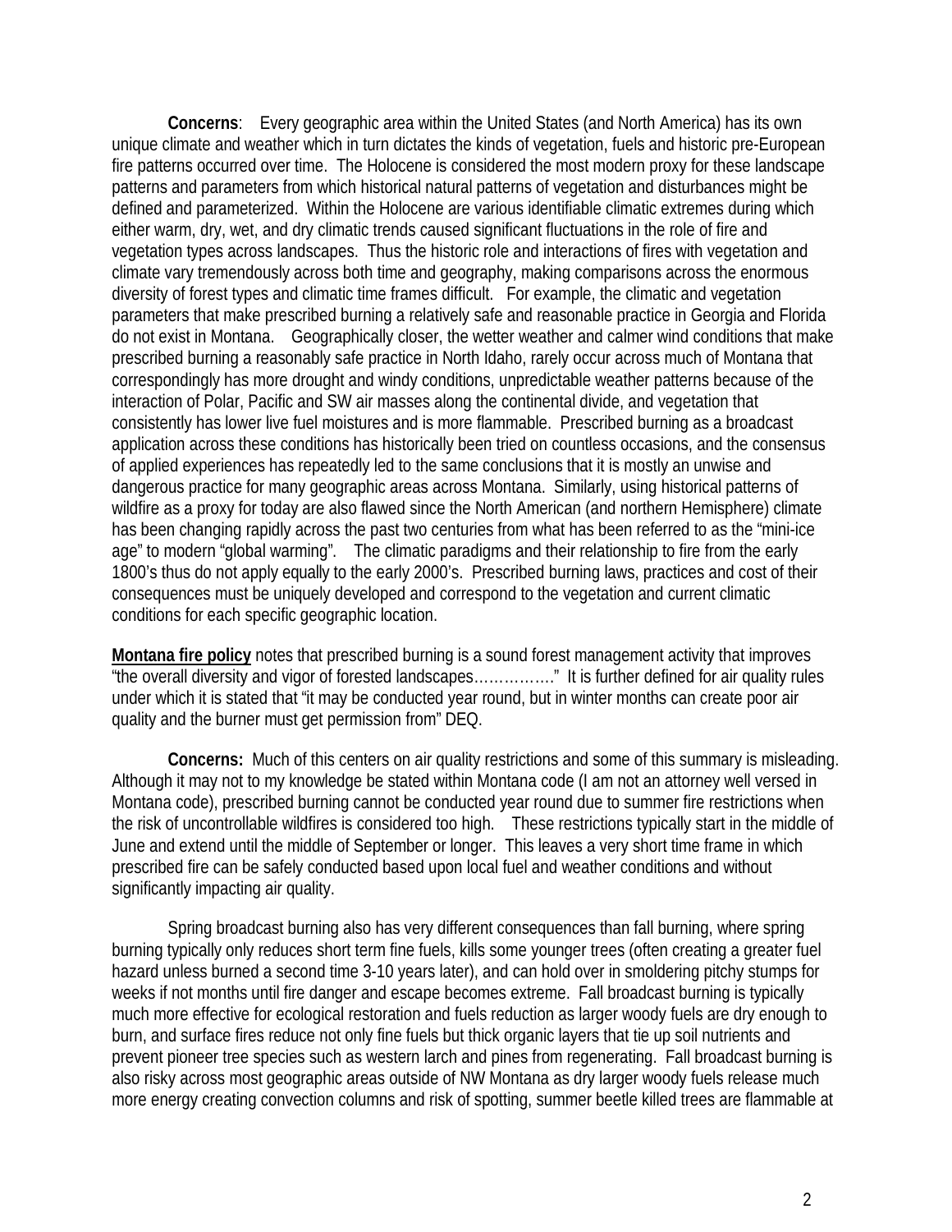**Concerns**: Every geographic area within the United States (and North America) has its own unique climate and weather which in turn dictates the kinds of vegetation, fuels and historic pre-European fire patterns occurred over time. The Holocene is considered the most modern proxy for these landscape patterns and parameters from which historical natural patterns of vegetation and disturbances might be defined and parameterized. Within the Holocene are various identifiable climatic extremes during which either warm, dry, wet, and dry climatic trends caused significant fluctuations in the role of fire and vegetation types across landscapes. Thus the historic role and interactions of fires with vegetation and climate vary tremendously across both time and geography, making comparisons across the enormous diversity of forest types and climatic time frames difficult. For example, the climatic and vegetation parameters that make prescribed burning a relatively safe and reasonable practice in Georgia and Florida do not exist in Montana. Geographically closer, the wetter weather and calmer wind conditions that make prescribed burning a reasonably safe practice in North Idaho, rarely occur across much of Montana that correspondingly has more drought and windy conditions, unpredictable weather patterns because of the interaction of Polar, Pacific and SW air masses along the continental divide, and vegetation that consistently has lower live fuel moistures and is more flammable. Prescribed burning as a broadcast application across these conditions has historically been tried on countless occasions, and the consensus of applied experiences has repeatedly led to the same conclusions that it is mostly an unwise and dangerous practice for many geographic areas across Montana. Similarly, using historical patterns of wildfire as a proxy for today are also flawed since the North American (and northern Hemisphere) climate has been changing rapidly across the past two centuries from what has been referred to as the "mini-ice age" to modern "global warming". The climatic paradigms and their relationship to fire from the early 1800's thus do not apply equally to the early 2000's. Prescribed burning laws, practices and cost of their consequences must be uniquely developed and correspond to the vegetation and current climatic conditions for each specific geographic location.

**Montana fire policy** notes that prescribed burning is a sound forest management activity that improves "the overall diversity and vigor of forested landscapes……………." It is further defined for air quality rules under which it is stated that "it may be conducted year round, but in winter months can create poor air quality and the burner must get permission from" DEQ.

**Concerns:** Much of this centers on air quality restrictions and some of this summary is misleading. Although it may not to my knowledge be stated within Montana code (I am not an attorney well versed in Montana code), prescribed burning cannot be conducted year round due to summer fire restrictions when the risk of uncontrollable wildfires is considered too high. These restrictions typically start in the middle of June and extend until the middle of September or longer. This leaves a very short time frame in which prescribed fire can be safely conducted based upon local fuel and weather conditions and without significantly impacting air quality.

Spring broadcast burning also has very different consequences than fall burning, where spring burning typically only reduces short term fine fuels, kills some younger trees (often creating a greater fuel hazard unless burned a second time 3-10 years later), and can hold over in smoldering pitchy stumps for weeks if not months until fire danger and escape becomes extreme. Fall broadcast burning is typically much more effective for ecological restoration and fuels reduction as larger woody fuels are dry enough to burn, and surface fires reduce not only fine fuels but thick organic layers that tie up soil nutrients and prevent pioneer tree species such as western larch and pines from regenerating. Fall broadcast burning is also risky across most geographic areas outside of NW Montana as dry larger woody fuels release much more energy creating convection columns and risk of spotting, summer beetle killed trees are flammable at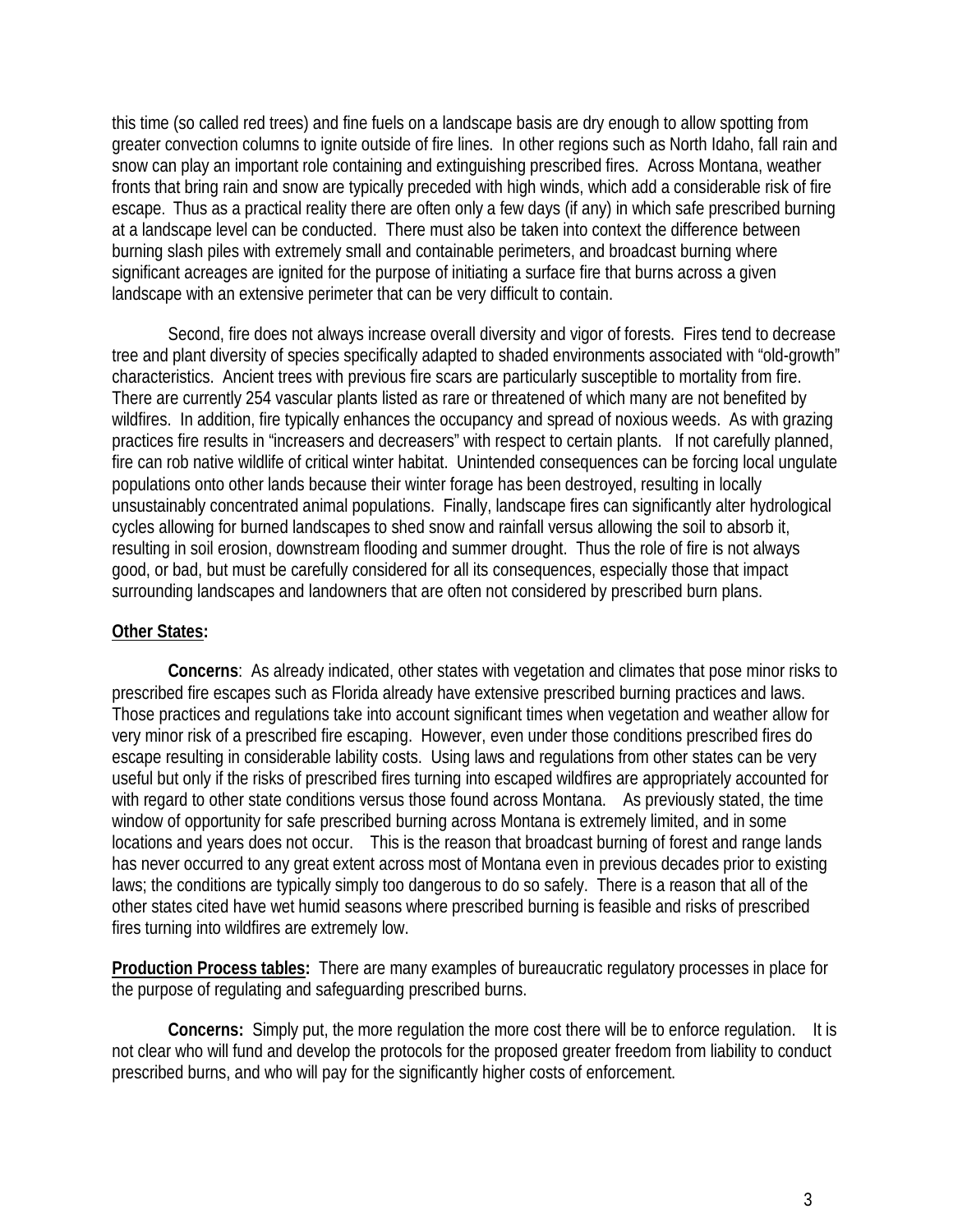this time (so called red trees) and fine fuels on a landscape basis are dry enough to allow spotting from greater convection columns to ignite outside of fire lines. In other regions such as North Idaho, fall rain and snow can play an important role containing and extinguishing prescribed fires. Across Montana, weather fronts that bring rain and snow are typically preceded with high winds, which add a considerable risk of fire escape. Thus as a practical reality there are often only a few days (if any) in which safe prescribed burning at a landscape level can be conducted. There must also be taken into context the difference between burning slash piles with extremely small and containable perimeters, and broadcast burning where significant acreages are ignited for the purpose of initiating a surface fire that burns across a given landscape with an extensive perimeter that can be very difficult to contain.

Second, fire does not always increase overall diversity and vigor of forests. Fires tend to decrease tree and plant diversity of species specifically adapted to shaded environments associated with "old-growth" characteristics. Ancient trees with previous fire scars are particularly susceptible to mortality from fire. There are currently 254 vascular plants listed as rare or threatened of which many are not benefited by wildfires. In addition, fire typically enhances the occupancy and spread of noxious weeds. As with grazing practices fire results in "increasers and decreasers" with respect to certain plants. If not carefully planned, fire can rob native wildlife of critical winter habitat. Unintended consequences can be forcing local ungulate populations onto other lands because their winter forage has been destroyed, resulting in locally unsustainably concentrated animal populations. Finally, landscape fires can significantly alter hydrological cycles allowing for burned landscapes to shed snow and rainfall versus allowing the soil to absorb it, resulting in soil erosion, downstream flooding and summer drought. Thus the role of fire is not always good, or bad, but must be carefully considered for all its consequences, especially those that impact surrounding landscapes and landowners that are often not considered by prescribed burn plans.

**Other States:**

**Concerns**: As already indicated, other states with vegetation and climates that pose minor risks to prescribed fire escapes such as Florida already have extensive prescribed burning practices and laws. Those practices and regulations take into account significant times when vegetation and weather allow for very minor risk of a prescribed fire escaping. However, even under those conditions prescribed fires do escape resulting in considerable lability costs. Using laws and regulations from other states can be very useful but only if the risks of prescribed fires turning into escaped wildfires are appropriately accounted for with regard to other state conditions versus those found across Montana. As previously stated, the time window of opportunity for safe prescribed burning across Montana is extremely limited, and in some locations and years does not occur. This is the reason that broadcast burning of forest and range lands has never occurred to any great extent across most of Montana even in previous decades prior to existing laws; the conditions are typically simply too dangerous to do so safely. There is a reason that all of the other states cited have wet humid seasons where prescribed burning is feasible and risks of prescribed fires turning into wildfires are extremely low.

**Production Process tables:** There are many examples of bureaucratic regulatory processes in place for the purpose of regulating and safeguarding prescribed burns.

**Concerns:** Simply put, the more regulation the more cost there will be to enforce regulation. It is not clear who will fund and develop the protocols for the proposed greater freedom from liability to conduct prescribed burns, and who will pay for the significantly higher costs of enforcement.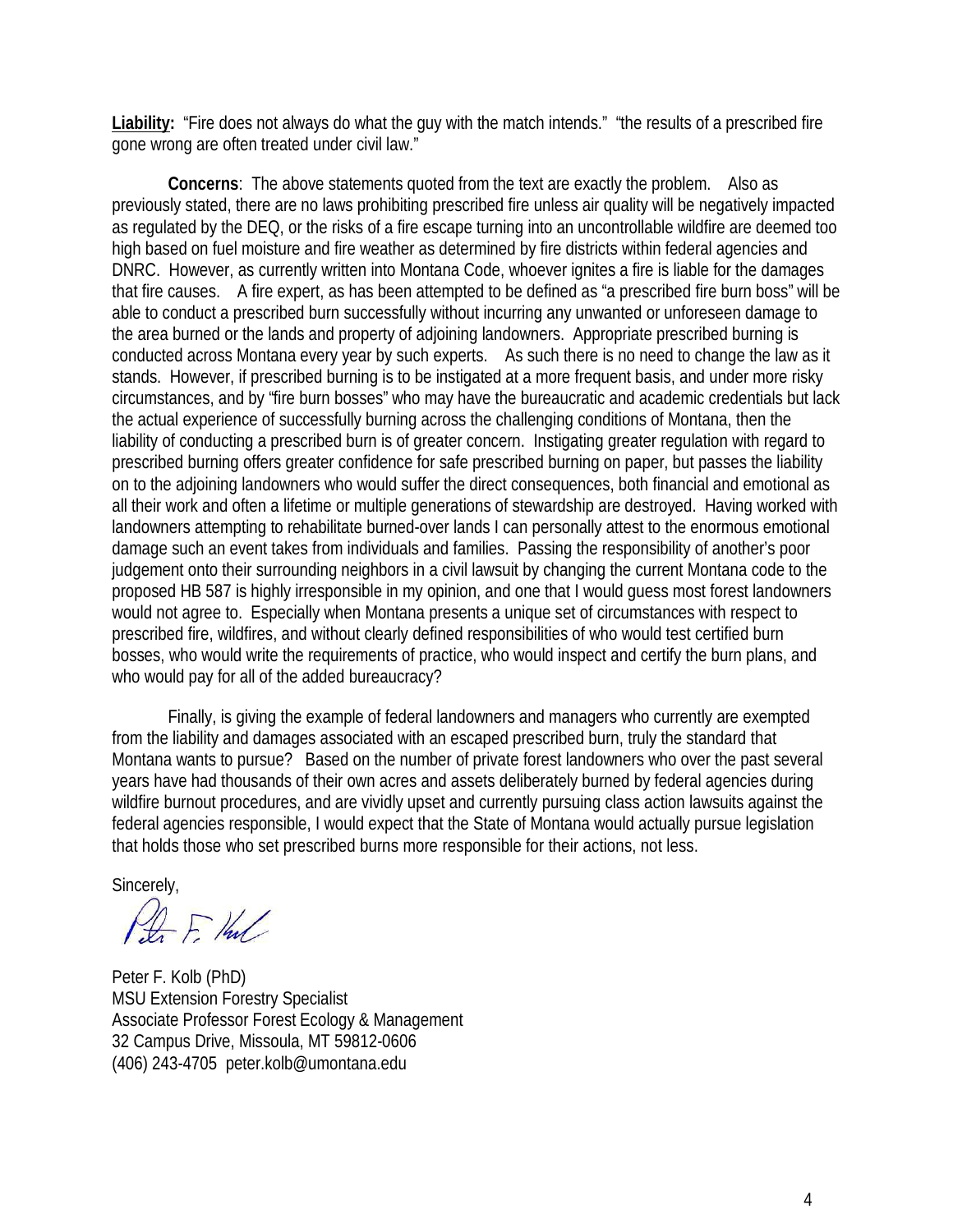**Liability:** "Fire does not always do what the guy with the match intends." "the results of a prescribed fire gone wrong are often treated under civil law."

**Concerns**: The above statements quoted from the text are exactly the problem. Also as previously stated, there are no laws prohibiting prescribed fire unless air quality will be negatively impacted as regulated by the DEQ, or the risks of a fire escape turning into an uncontrollable wildfire are deemed too high based on fuel moisture and fire weather as determined by fire districts within federal agencies and DNRC. However, as currently written into Montana Code, whoever ignites a fire is liable for the damages that fire causes. A fire expert, as has been attempted to be defined as "a prescribed fire burn boss" will be able to conduct a prescribed burn successfully without incurring any unwanted or unforeseen damage to the area burned or the lands and property of adjoining landowners. Appropriate prescribed burning is conducted across Montana every year by such experts. As such there is no need to change the law as it stands. However, if prescribed burning is to be instigated at a more frequent basis, and under more risky circumstances, and by "fire burn bosses" who may have the bureaucratic and academic credentials but lack the actual experience of successfully burning across the challenging conditions of Montana, then the liability of conducting a prescribed burn is of greater concern. Instigating greater regulation with regard to prescribed burning offers greater confidence for safe prescribed burning on paper, but passes the liability on to the adjoining landowners who would suffer the direct consequences, both financial and emotional as all their work and often a lifetime or multiple generations of stewardship are destroyed. Having worked with landowners attempting to rehabilitate burned-over lands I can personally attest to the enormous emotional damage such an event takes from individuals and families. Passing the responsibility of another's poor judgement onto their surrounding neighbors in a civil lawsuit by changing the current Montana code to the proposed HB 587 is highly irresponsible in my opinion, and one that I would guess most forest landowners would not agree to. Especially when Montana presents a unique set of circumstances with respect to prescribed fire, wildfires, and without clearly defined responsibilities of who would test certified burn bosses, who would write the requirements of practice, who would inspect and certify the burn plans, and who would pay for all of the added bureaucracy?

Finally, is giving the example of federal landowners and managers who currently are exempted from the liability and damages associated with an escaped prescribed burn, truly the standard that Montana wants to pursue? Based on the number of private forest landowners who over the past several years have had thousands of their own acres and assets deliberately burned by federal agencies during wildfire burnout procedures, and are vividly upset and currently pursuing class action lawsuits against the federal agencies responsible, I would expect that the State of Montana would actually pursue legislation that holds those who set prescribed burns more responsible for their actions, not less.

Sincerely,

Peter F. Kolb (PhD)
MSU Extension Forestry Specialist
Associate Professor Forest Ecology & Management
32 Campus Drive, Missoula, MT 59812-0606
(406) 243-4705 peter.kolb@umontana.edu